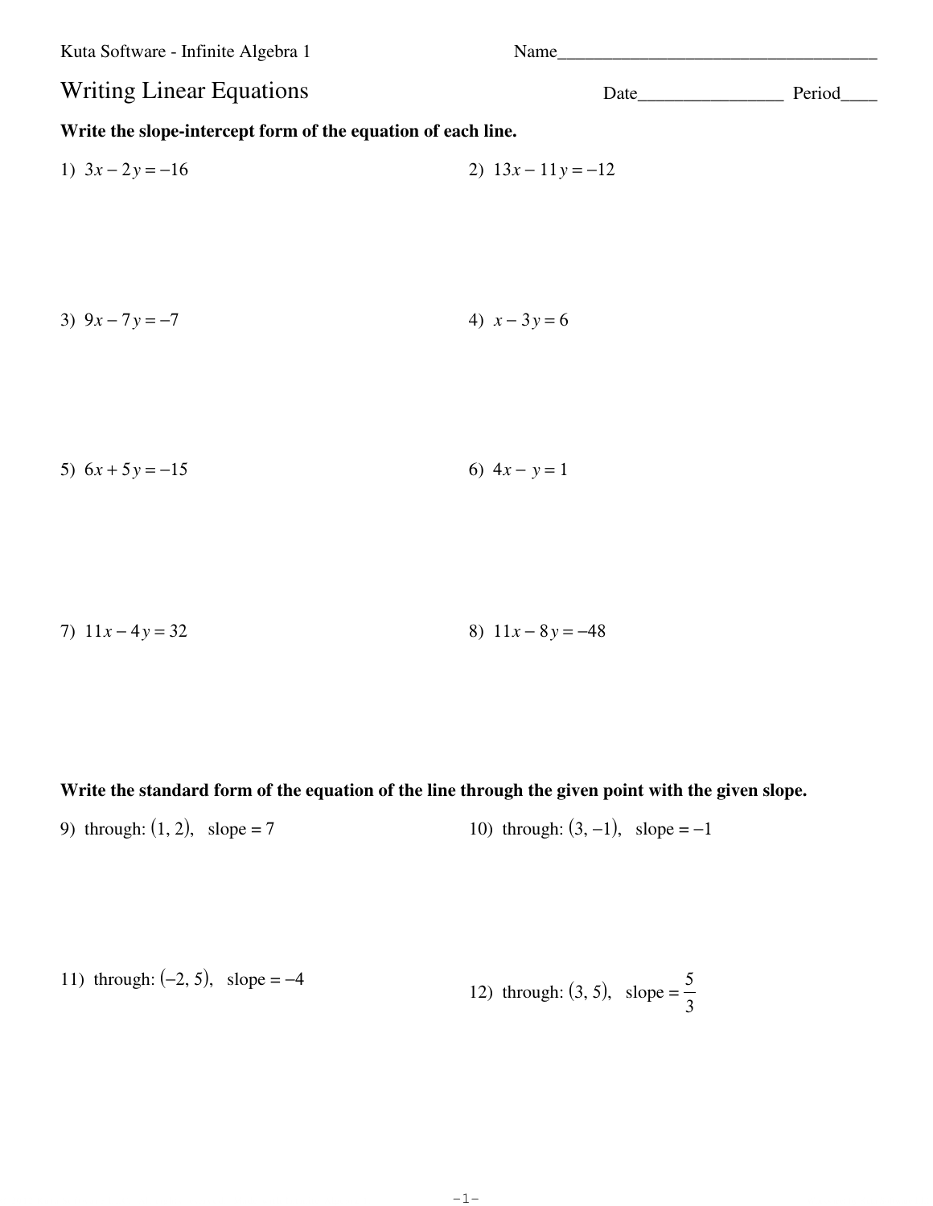Kuta Software - Infinite Algebra 1

Name___________________________________

# Writing Linear Equations

Date________________ Period____

**Write the slope-intercept form of the equation of each line.**

1) $3x - 2y = -16$

2) $13x - 11y = -12$

3) $9x - 7y = -7$

4) $x - 3y = 6$

5) $6x + 5y = -15$

6) $4x - y = 1$

7) $11x - 4y = 32$

8) $11x - 8y = -48$

**Write the standard form of the equation of the line through the given point with the given slope.**

9) through: $(1, 2)$, slope = 7

10) through: $(3, -1)$, slope = $-1$

11) through: $(-2, 5)$, slope = $-4$

12) through: $(3, 5)$, slope = $\frac{5}{3}$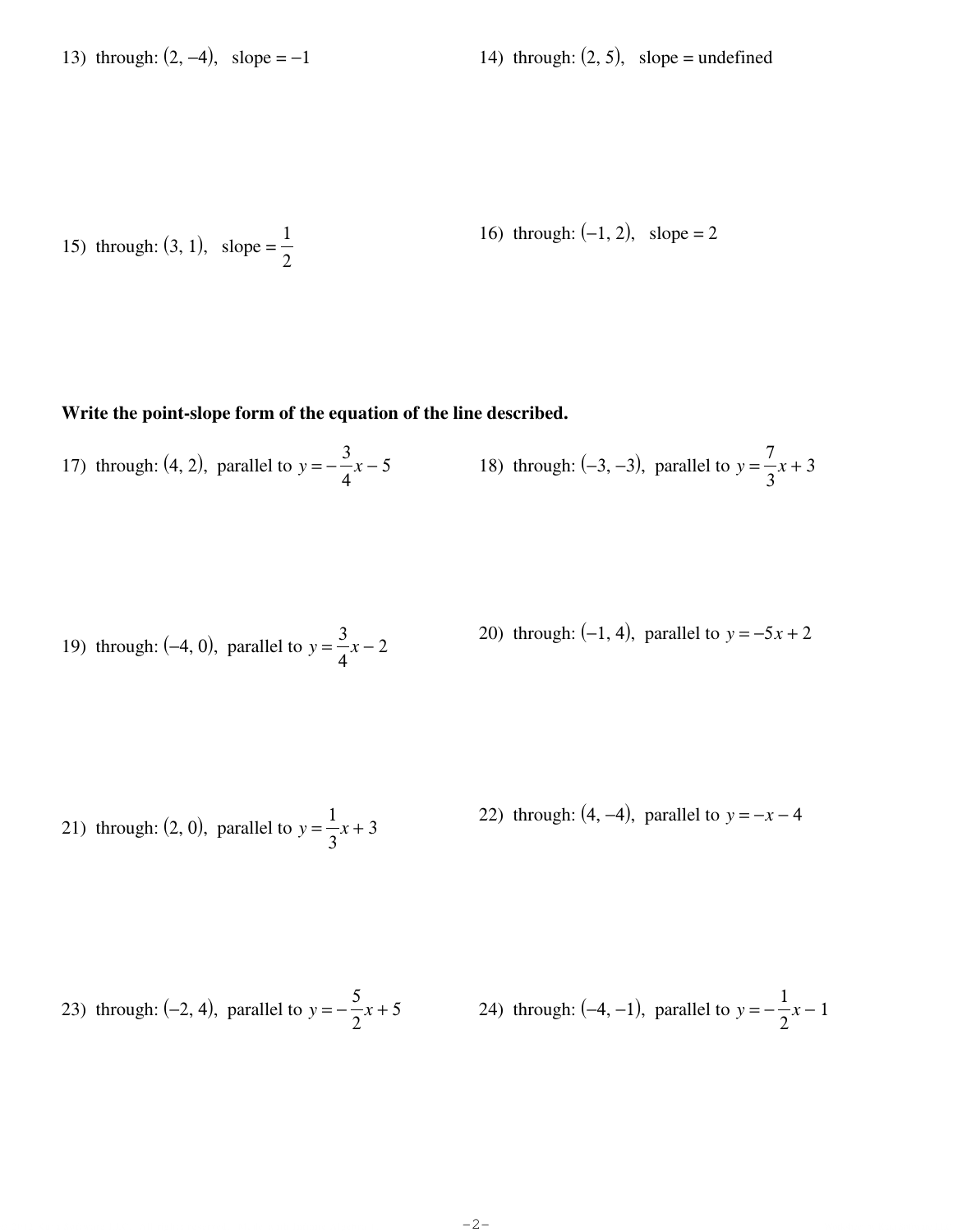13) through: $(2, -4)$, slope $= -1$

14) through: $(2, 5)$, slope = undefined

15) through: $(3, 1)$, slope $= \frac{1}{2}$

16) through: $(-1, 2)$, slope $= 2$

**Write the point-slope form of the equation of the line described.**

17) through: $(4, 2)$, parallel to $y = -\frac{3}{4}x - 5$

18) through: $(-3, -3)$, parallel to $y = \frac{7}{3}x + 3$

19) through: $(-4, 0)$, parallel to $y = \frac{3}{4}x - 2$

20) through: $(-1, 4)$, parallel to $y = -5x + 2$

21) through: $(2, 0)$, parallel to $y = \frac{1}{3}x + 3$

22) through: $(4, -4)$, parallel to $y = -x - 4$

23) through: $(-2, 4)$, parallel to $y = -\frac{5}{2}x + 5$

24) through: $(-4, -1)$, parallel to $y = -\frac{1}{2}x - 1$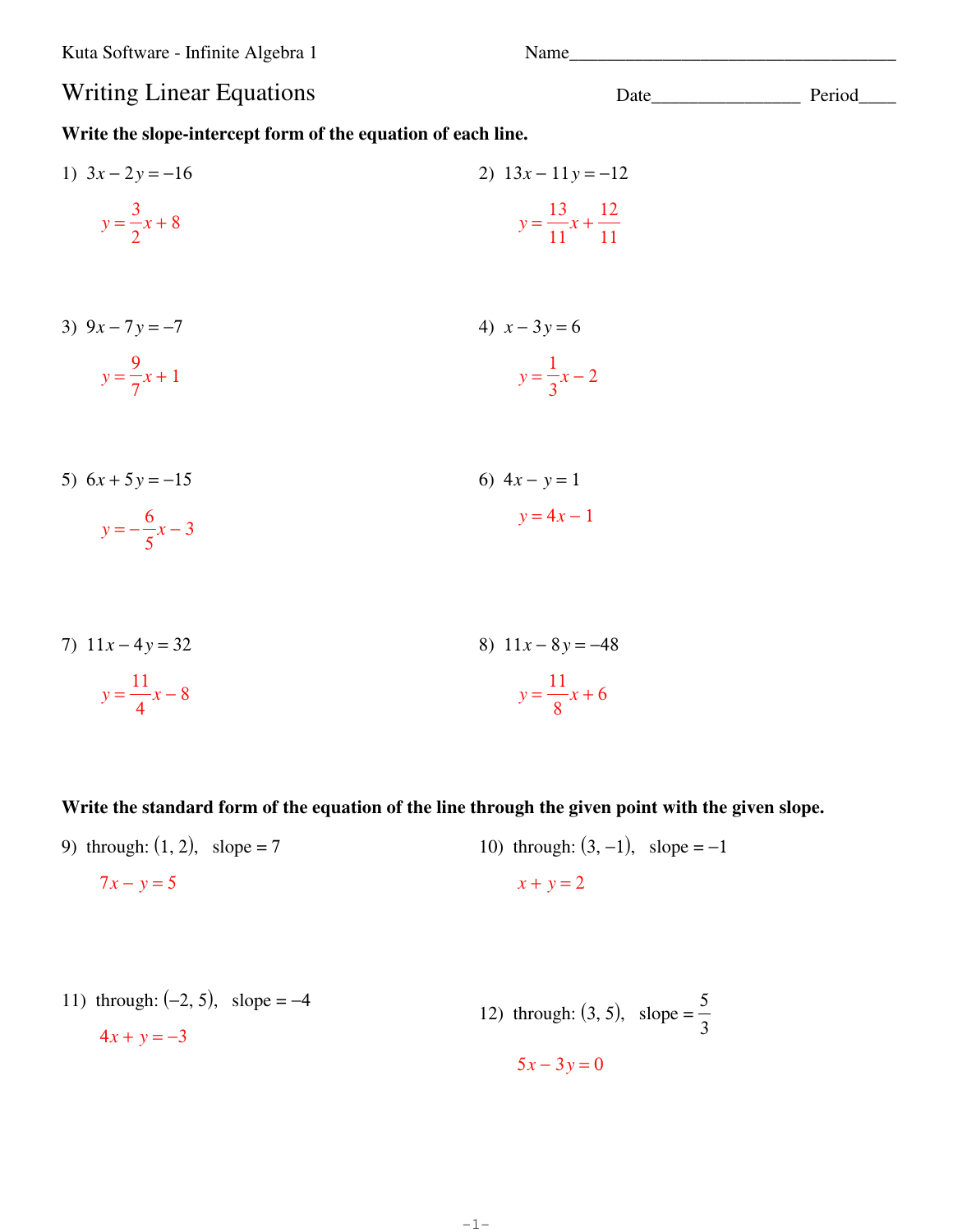Kuta Software - Infinite Algebra 1

Name___________________________________

# Writing Linear Equations

Date________________ Period____

**Write the slope-intercept form of the equation of each line.**

1) $3x - 2y = -16$

$y = \frac{3}{2}x + 8$

2) $13x - 11y = -12$

$y = \frac{13}{11}x + \frac{12}{11}$

3) $9x - 7y = -7$

$y = \frac{9}{7}x + 1$

4) $x - 3y = 6$

$y = \frac{1}{3}x - 2$

5) $6x + 5y = -15$

$y = -\frac{6}{5}x - 3$

6) $4x - y = 1$

$y = 4x - 1$

7) $11x - 4y = 32$

$y = \frac{11}{4}x - 8$

8) $11x - 8y = -48$

$y = \frac{11}{8}x + 6$

**Write the standard form of the equation of the line through the given point with the given slope.**

9) through: $(1, 2)$, slope $= 7$

$7x - y = 5$

10) through: $(3, -1)$, slope $= -1$

$x + y = 2$

11) through: $(-2, 5)$, slope $= -4$

$4x + y = -3$

12) through: $(3, 5)$, slope $= \frac{5}{3}$

$5x - 3y = 0$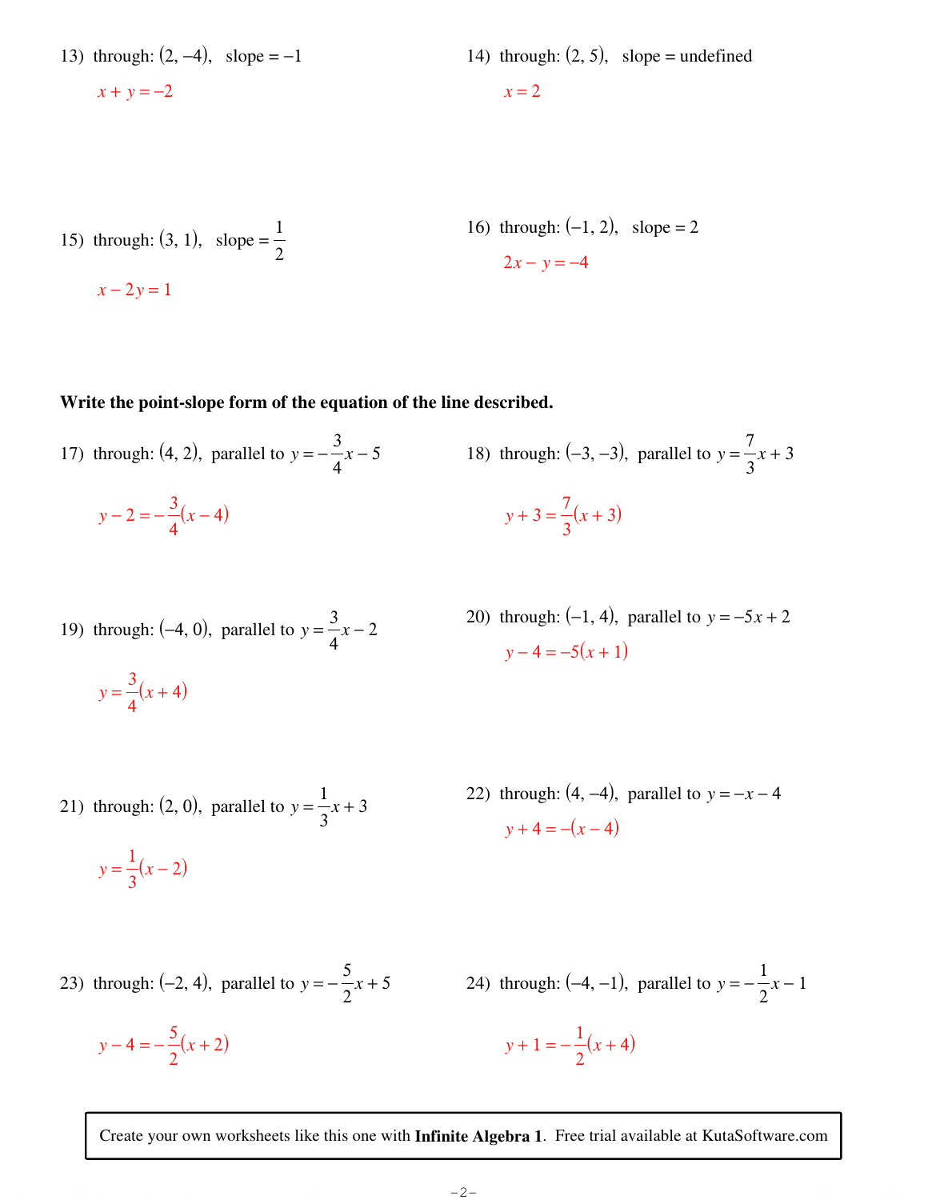13) through: $(2, -4)$, slope $= -1$

$x + y = -2$

14) through: $(2, 5)$, slope = undefined

$x = 2$

15) through: $(3, 1)$, slope $= \frac{1}{2}$

$x - 2y = 1$

16) through: $(-1, 2)$, slope $= 2$

$2x - y = -4$

**Write the point-slope form of the equation of the line described.**

17) through: $(4, 2)$, parallel to $y = -\frac{3}{4}x - 5$

$y - 2 = -\frac{3}{4}(x - 4)$

18) through: $(-3, -3)$, parallel to $y = \frac{7}{3}x + 3$

$y + 3 = \frac{7}{3}(x + 3)$

19) through: $(-4, 0)$, parallel to $y = \frac{3}{4}x - 2$

$y = \frac{3}{4}(x + 4)$

20) through: $(-1, 4)$, parallel to $y = -5x + 2$

$y - 4 = -5(x + 1)$

21) through: $(2, 0)$, parallel to $y = \frac{1}{3}x + 3$

$y = \frac{1}{3}(x - 2)$

22) through: $(4, -4)$, parallel to $y = -x - 4$

$y + 4 = -(x - 4)$

23) through: $(-2, 4)$, parallel to $y = -\frac{5}{2}x + 5$

$y - 4 = -\frac{5}{2}(x + 2)$

24) through: $(-4, -1)$, parallel to $y = -\frac{1}{2}x - 1$

$y + 1 = -\frac{1}{2}(x + 4)$

Create your own worksheets like this one with **Infinite Algebra 1**. Free trial available at KutaSoftware.com